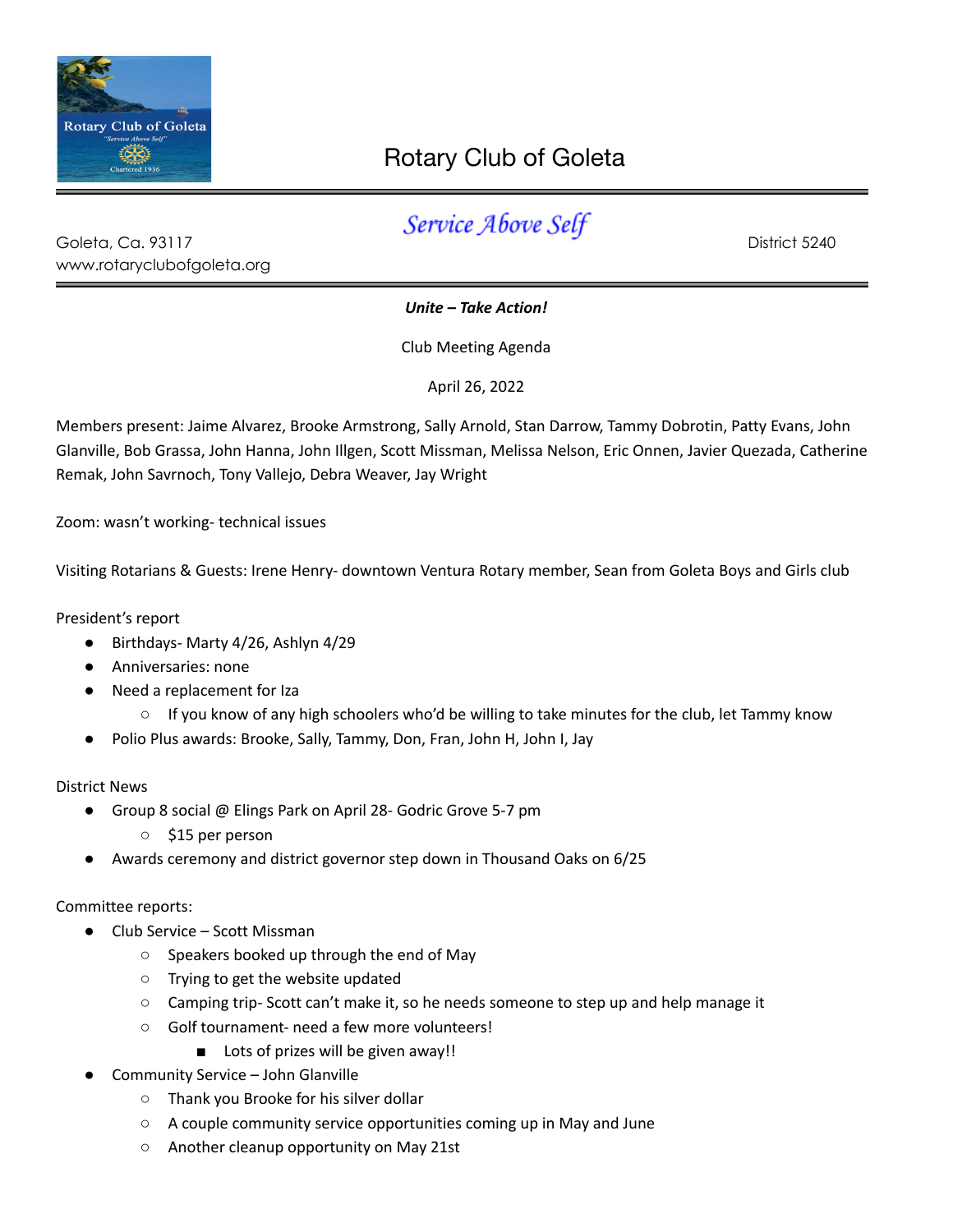# Rotary Club of Goleta

## *Service Above Self*

Goleta, Ca. 93117
www.rotaryclubofgoleta.org

District 5240

***Unite – Take Action!***

Club Meeting Agenda

April 26, 2022

Members present: Jaime Alvarez, Brooke Armstrong, Sally Arnold, Stan Darrow, Tammy Dobrotin, Patty Evans, John Glanville, Bob Grassa, John Hanna, John Illgen, Scott Missman, Melissa Nelson, Eric Onnen, Javier Quezada, Catherine Remak, John Savrnoch, Tony Vallejo, Debra Weaver, Jay Wright

Zoom: wasn't working- technical issues

Visiting Rotarians & Guests: Irene Henry- downtown Ventura Rotary member, Sean from Goleta Boys and Girls club

President's report

- Birthdays- Marty 4/26, Ashlyn 4/29
- Anniversaries: none
- Need a replacement for Iza
  - If you know of any high schoolers who'd be willing to take minutes for the club, let Tammy know
- Polio Plus awards: Brooke, Sally, Tammy, Don, Fran, John H, John I, Jay

District News

- Group 8 social @ Elings Park on April 28- Godric Grove 5-7 pm
  - $15 per person
- Awards ceremony and district governor step down in Thousand Oaks on 6/25

Committee reports:

- Club Service – Scott Missman
  - Speakers booked up through the end of May
  - Trying to get the website updated
  - Camping trip- Scott can't make it, so he needs someone to step up and help manage it
  - Golf tournament- need a few more volunteers!
    - Lots of prizes will be given away!!
- Community Service – John Glanville
  - Thank you Brooke for his silver dollar
  - A couple community service opportunities coming up in May and June
  - Another cleanup opportunity on May 21st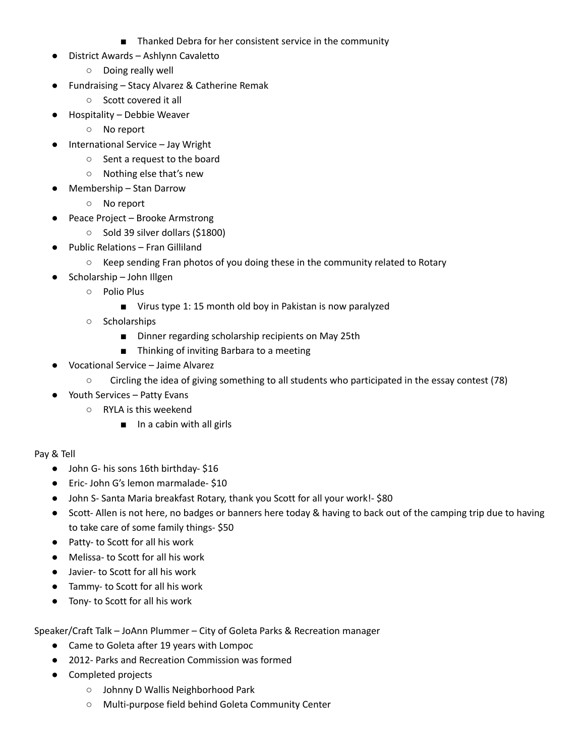- Thanked Debra for her consistent service in the community
- District Awards – Ashlynn Cavaletto
    - Doing really well
- Fundraising – Stacy Alvarez & Catherine Remak
    - Scott covered it all
- Hospitality – Debbie Weaver
    - No report
- International Service – Jay Wright
    - Sent a request to the board
    - Nothing else that's new
- Membership – Stan Darrow
    - No report
- Peace Project – Brooke Armstrong
    - Sold 39 silver dollars ($1800)
- Public Relations – Fran Gilliland
    - Keep sending Fran photos of you doing these in the community related to Rotary
- Scholarship – John Illgen
    - Polio Plus
        - Virus type 1: 15 month old boy in Pakistan is now paralyzed
    - Scholarships
        - Dinner regarding scholarship recipients on May 25th
        - Thinking of inviting Barbara to a meeting
- Vocational Service – Jaime Alvarez
    - Circling the idea of giving something to all students who participated in the essay contest (78)
- Youth Services – Patty Evans
    - RYLA is this weekend
        - In a cabin with all girls

Pay & Tell

- John G- his sons 16th birthday- $16
- Eric- John G's lemon marmalade- $10
- John S- Santa Maria breakfast Rotary, thank you Scott for all your work!- $80
- Scott- Allen is not here, no badges or banners here today & having to back out of the camping trip due to having to take care of some family things- $50
- Patty- to Scott for all his work
- Melissa- to Scott for all his work
- Javier- to Scott for all his work
- Tammy- to Scott for all his work
- Tony- to Scott for all his work

Speaker/Craft Talk – JoAnn Plummer – City of Goleta Parks & Recreation manager

- Came to Goleta after 19 years with Lompoc
- 2012- Parks and Recreation Commission was formed
- Completed projects
    - Johnny D Wallis Neighborhood Park
    - Multi-purpose field behind Goleta Community Center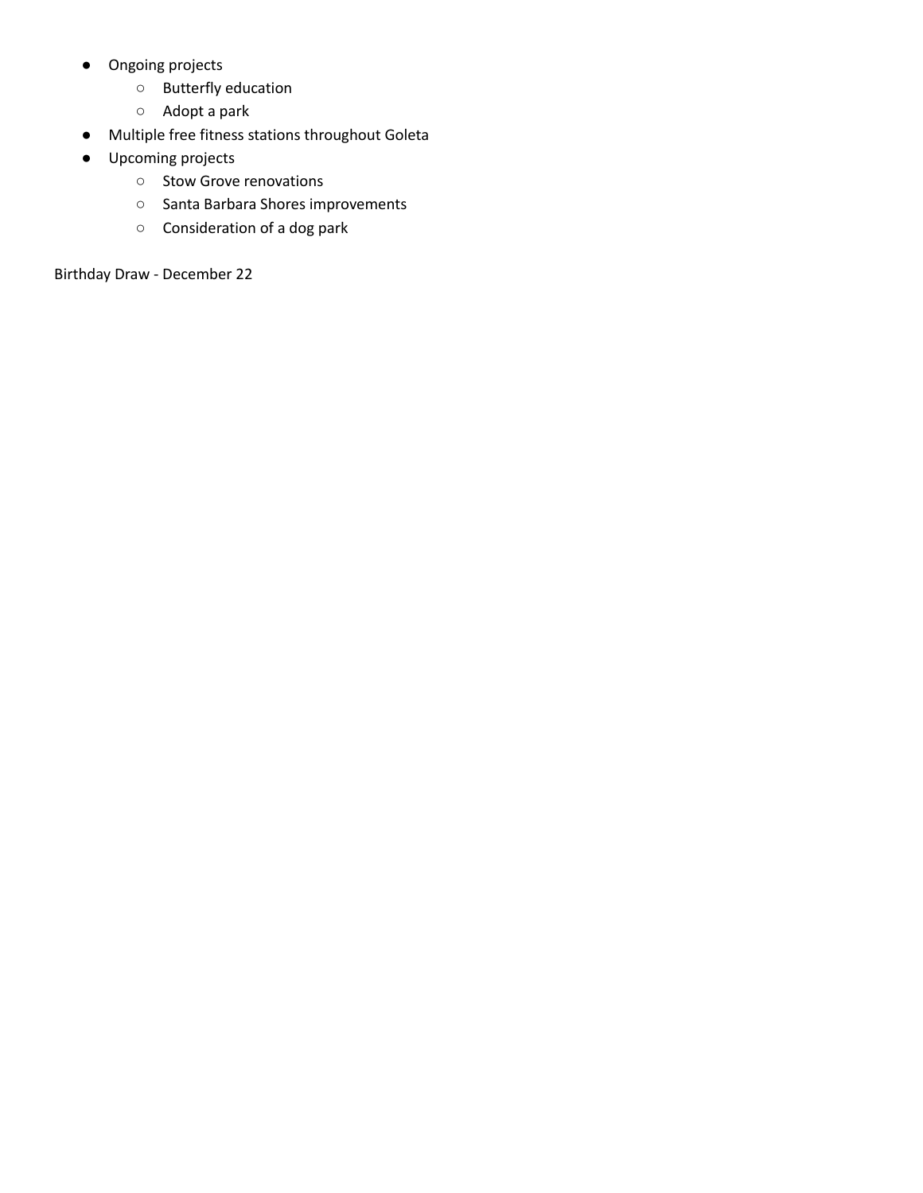- Ongoing projects
  - Butterfly education
  - Adopt a park
- Multiple free fitness stations throughout Goleta
- Upcoming projects
  - Stow Grove renovations
  - Santa Barbara Shores improvements
  - Consideration of a dog park

Birthday Draw - December 22